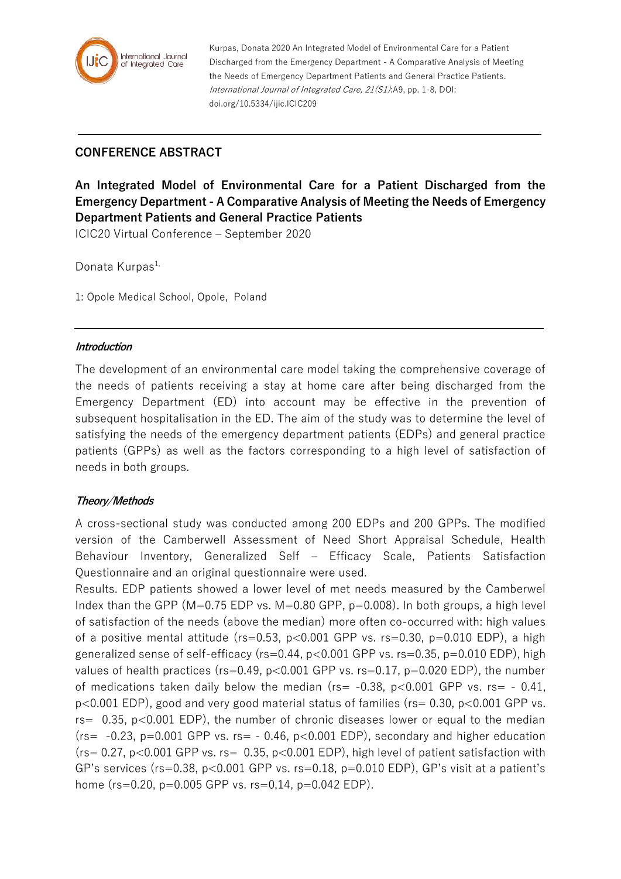Kurpas, Donata 2020 An Integrated Model of Environmental Care for a Patient Discharged from the Emergency Department - A Comparative Analysis of Meeting the Needs of Emergency Department Patients and General Practice Patients. *International Journal of Integrated Care, 21(S1)*:A9, pp. 1-8, DOI: doi.org/10.5334/ijic.ICIC209

## CONFERENCE ABSTRACT

# An Integrated Model of Environmental Care for a Patient Discharged from the Emergency Department - A Comparative Analysis of Meeting the Needs of Emergency Department Patients and General Practice Patients

ICIC20 Virtual Conference – September 2020

Donata Kurpas[1,]

1: Opole Medical School, Opole, Poland

### *Introduction*

The development of an environmental care model taking the comprehensive coverage of the needs of patients receiving a stay at home care after being discharged from the Emergency Department (ED) into account may be effective in the prevention of subsequent hospitalisation in the ED. The aim of the study was to determine the level of satisfying the needs of the emergency department patients (EDPs) and general practice patients (GPPs) as well as the factors corresponding to a high level of satisfaction of needs in both groups.

### *Theory/Methods*

A cross-sectional study was conducted among 200 EDPs and 200 GPPs. The modified version of the Camberwell Assessment of Need Short Appraisal Schedule, Health Behaviour Inventory, Generalized Self – Efficacy Scale, Patients Satisfaction Questionnaire and an original questionnaire were used.

Results. EDP patients showed a lower level of met needs measured by the Camberwel Index than the GPP (M=0.75 EDP vs. M=0.80 GPP, p=0.008). In both groups, a high level of satisfaction of the needs (above the median) more often co-occurred with: high values of a positive mental attitude (rs=0.53, p<0.001 GPP vs. rs=0.30, p=0.010 EDP), a high generalized sense of self-efficacy (rs=0.44, p<0.001 GPP vs. rs=0.35, p=0.010 EDP), high values of health practices (rs=0.49, p<0.001 GPP vs. rs=0.17, p=0.020 EDP), the number of medications taken daily below the median (rs= -0.38, p<0.001 GPP vs. rs= - 0.41, p<0.001 EDP), good and very good material status of families (rs= 0.30, p<0.001 GPP vs. rs= 0.35, p<0.001 EDP), the number of chronic diseases lower or equal to the median (rs= -0.23, p=0.001 GPP vs. rs= - 0.46, p<0.001 EDP), secondary and higher education (rs= 0.27, p<0.001 GPP vs. rs= 0.35, p<0.001 EDP), high level of patient satisfaction with GP's services (rs=0.38, p<0.001 GPP vs. rs=0.18, p=0.010 EDP), GP's visit at a patient's home (rs=0.20, p=0.005 GPP vs. rs=0,14, p=0.042 EDP).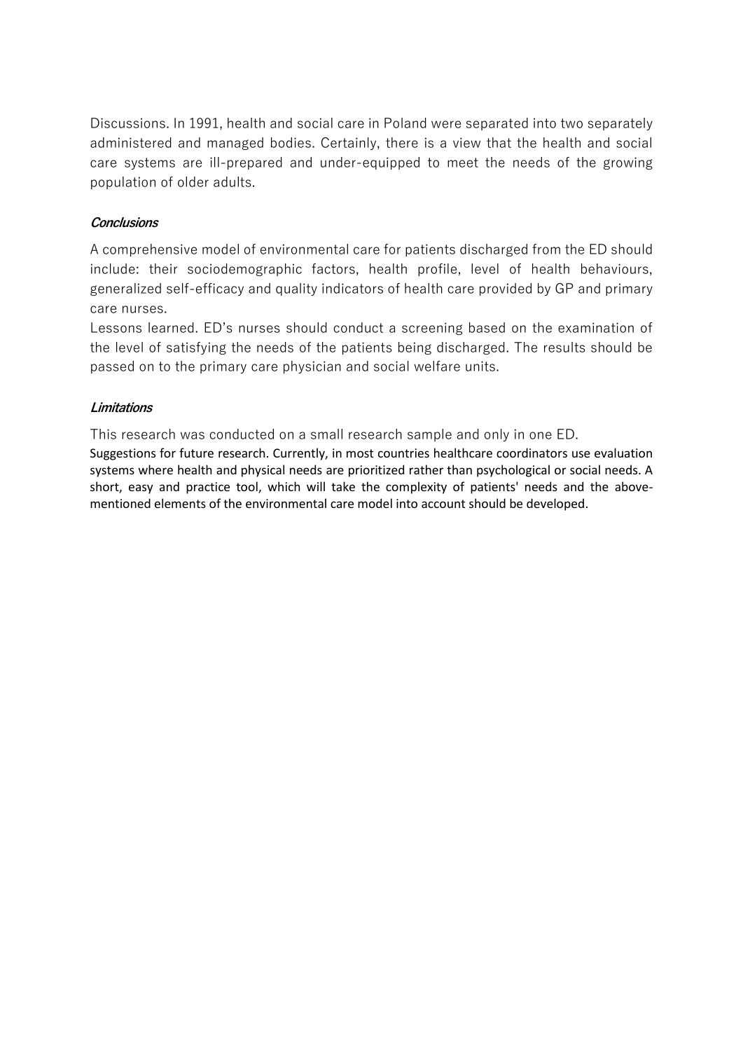Discussions. In 1991, health and social care in Poland were separated into two separately administered and managed bodies. Certainly, there is a view that the health and social care systems are ill-prepared and under-equipped to meet the needs of the growing population of older adults.

### *Conclusions*

A comprehensive model of environmental care for patients discharged from the ED should include: their sociodemographic factors, health profile, level of health behaviours, generalized self-efficacy and quality indicators of health care provided by GP and primary care nurses.

Lessons learned. ED's nurses should conduct a screening based on the examination of the level of satisfying the needs of the patients being discharged. The results should be passed on to the primary care physician and social welfare units.

### *Limitations*

This research was conducted on a small research sample and only in one ED.

Suggestions for future research. Currently, in most countries healthcare coordinators use evaluation systems where health and physical needs are prioritized rather than psychological or social needs. A short, easy and practice tool, which will take the complexity of patients' needs and the above-mentioned elements of the environmental care model into account should be developed.